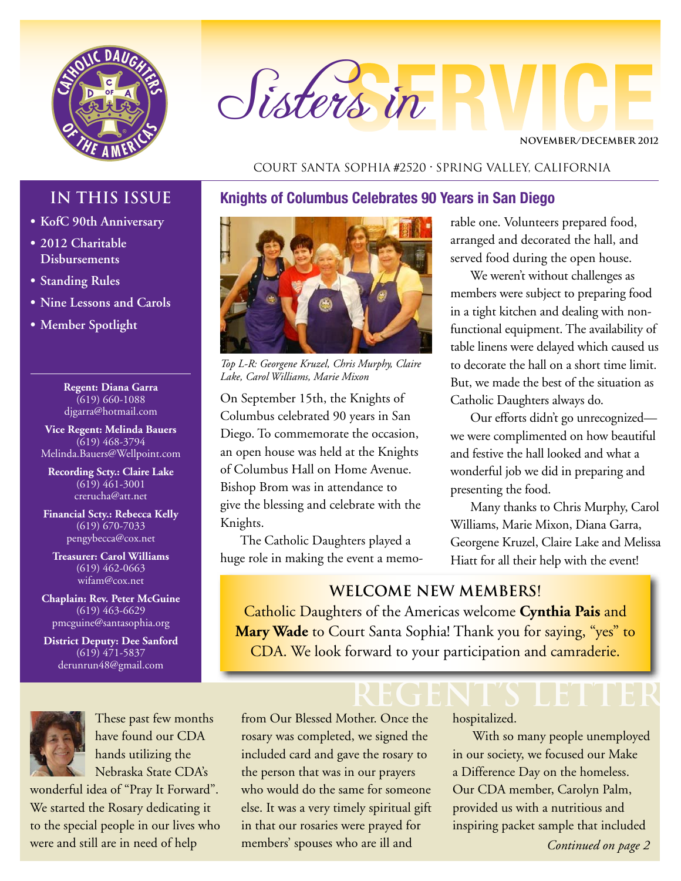# Sisters in SERVICE

NOVEMBER/DECEMBER 2012

COURT SANTA SOPHIA #2520 · SPRING VALLEY, CALIFORNIA

## IN THIS ISSUE

- KofC 90th Anniversary
- 2012 Charitable Disbursements
- Standing Rules
- Nine Lessons and Carols
- Member Spotlight

**Regent: Diana Garra**
(619) 660-1088
djgarra@hotmail.com

**Vice Regent: Melinda Bauers**
(619) 468-3794
Melinda.Bauers@Wellpoint.com

**Recording Scty.: Claire Lake**
(619) 461-3001
crerucha@att.net

**Financial Scty.: Rebecca Kelly**
(619) 670-7033
pengybecca@cox.net

**Treasurer: Carol Williams**
(619) 462-0663
wifam@cox.net

**Chaplain: Rev. Peter McGuine**
(619) 463-6629
pmcguine@santasophia.org

**District Deputy: Dee Sanford**
(619) 471-5837
derunrun48@gmail.com

## Knights of Columbus Celebrates 90 Years in San Diego

*Top L-R: Georgene Kruzel, Chris Murphy, Claire Lake, Carol Williams, Marie Mixon*

On September 15th, the Knights of Columbus celebrated 90 years in San Diego. To commemorate the occasion, an open house was held at the Knights of Columbus Hall on Home Avenue. Bishop Brom was in attendance to give the blessing and celebrate with the Knights.

The Catholic Daughters played a huge role in making the event a memorable one. Volunteers prepared food, arranged and decorated the hall, and served food during the open house.

We weren't without challenges as members were subject to preparing food in a tight kitchen and dealing with non-functional equipment. The availability of table linens were delayed which caused us to decorate the hall on a short time limit. But, we made the best of the situation as Catholic Daughters always do.

Our efforts didn't go unrecognized—we were complimented on how beautiful and festive the hall looked and what a wonderful job we did in preparing and presenting the food.

Many thanks to Chris Murphy, Carol Williams, Marie Mixon, Diana Garra, Georgene Kruzel, Claire Lake and Melissa Hiatt for all their help with the event!

## WELCOME NEW MEMBERS!

Catholic Daughters of the Americas welcome **Cynthia Pais** and **Mary Wade** to Court Santa Sophia! Thank you for saying, "yes" to CDA. We look forward to your participation and camraderie.

## REGENT'S LETTER

These past few months have found our CDA hands utilizing the Nebraska State CDA's wonderful idea of "Pray It Forward". We started the Rosary dedicating it to the special people in our lives who were and still are in need of help from Our Blessed Mother. Once the rosary was completed, we signed the included card and gave the rosary to the person that was in our prayers who would do the same for someone else. It was a very timely spiritual gift in that our rosaries were prayed for members' spouses who are ill and hospitalized.

With so many people unemployed in our society, we focused our Make a Difference Day on the homeless. Our CDA member, Carolyn Palm, provided us with a nutritious and inspiring packet sample that included

*Continued on page 2*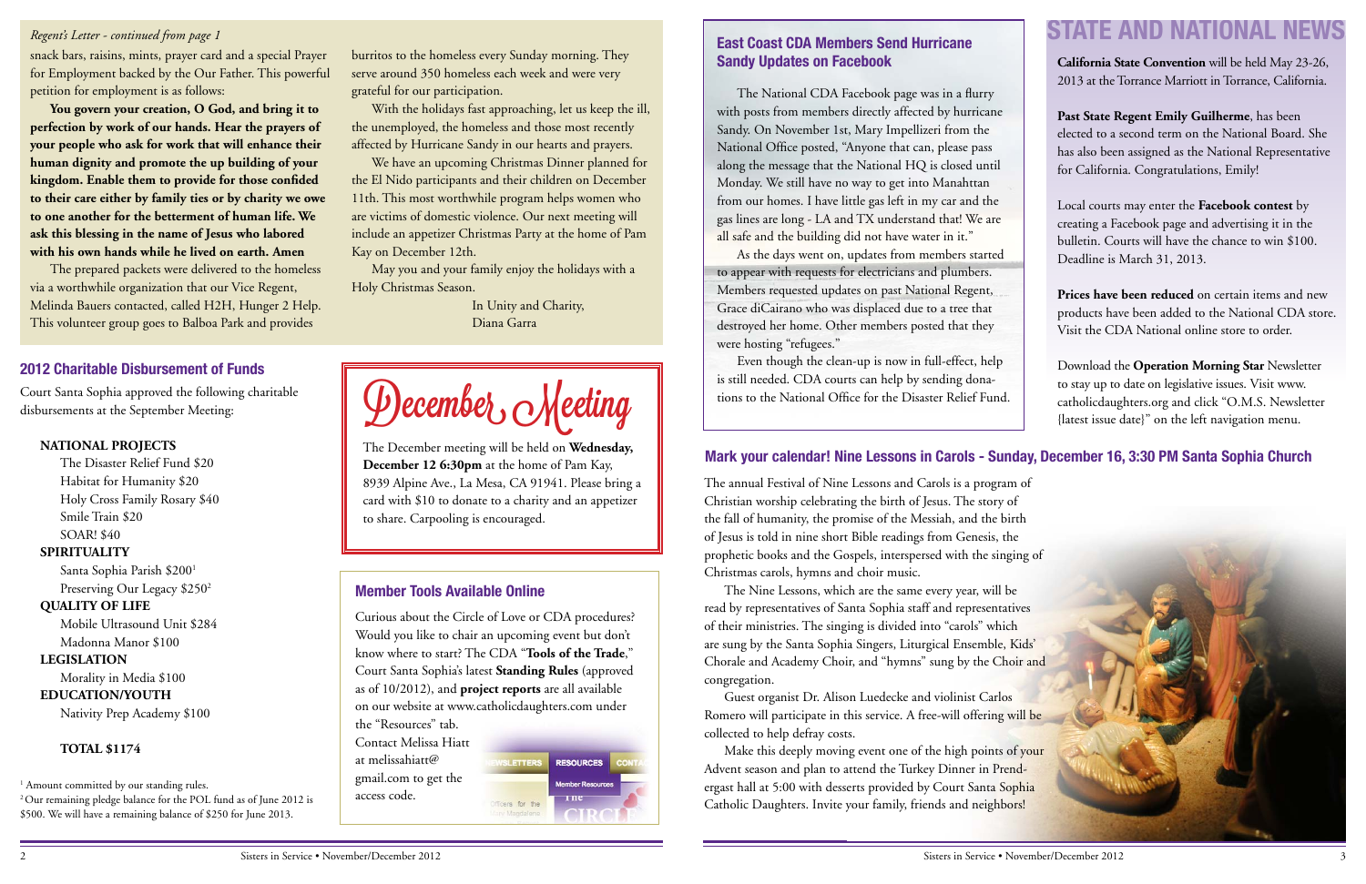*Regent's Letter - continued from page 1*

snack bars, raisins, mints, prayer card and a special Prayer for Employment backed by the Our Father. This powerful petition for employment is as follows:

**You govern your creation, O God, and bring it to perfection by work of our hands. Hear the prayers of your people who ask for work that will enhance their human dignity and promote the up building of your kingdom. Enable them to provide for those confided to their care either by family ties or by charity we owe to one another for the betterment of human life. We ask this blessing in the name of Jesus who labored with his own hands while he lived on earth. Amen**

The prepared packets were delivered to the homeless via a worthwhile organization that our Vice Regent, Melinda Bauers contacted, called H2H, Hunger 2 Help. This volunteer group goes to Balboa Park and provides burritos to the homeless every Sunday morning. They serve around 350 homeless each week and were very grateful for our participation.

With the holidays fast approaching, let us keep the ill, the unemployed, the homeless and those most recently affected by Hurricane Sandy in our hearts and prayers.

We have an upcoming Christmas Dinner planned for the El Nido participants and their children on December 11th. This most worthwhile program helps women who are victims of domestic violence. Our next meeting will include an appetizer Christmas Party at the home of Pam Kay on December 12th.

May you and your family enjoy the holidays with a Holy Christmas Season.

In Unity and Charity,
Diana Garra

## 2012 Charitable Disbursement of Funds

Court Santa Sophia approved the following charitable disbursements at the September Meeting:

**NATIONAL PROJECTS**
- The Disaster Relief Fund $20
- Habitat for Humanity $20
- Holy Cross Family Rosary $40
- Smile Train $20
- SOAR! $40

**SPIRITUALITY**
- Santa Sophia Parish $200[1]
- Preserving Our Legacy $250[2]

**QUALITY OF LIFE**
- Mobile Ultrasound Unit $284
- Madonna Manor $100

**LEGISLATION**
- Morality in Media $100

**EDUCATION/YOUTH**
- Nativity Prep Academy $100

**TOTAL $1174**

[1] Amount committed by our standing rules.
[2] Our remaining pledge balance for the POL fund as of June 2012 is $500. We will have a remaining balance of $250 for June 2013.

## December Meeting

The December meeting will be held on **Wednesday, December 12 6:30pm** at the home of Pam Kay, 8939 Alpine Ave., La Mesa, CA 91941. Please bring a card with $10 to donate to a charity and an appetizer to share. Carpooling is encouraged.

## Member Tools Available Online

Curious about the Circle of Love or CDA procedures? Would you like to chair an upcoming event but don't know where to start? The CDA "**Tools of the Trade**," Court Santa Sophia's latest **Standing Rules** (approved as of 10/2012), and **project reports** are all available on our website at www.catholicdaughters.com under the "Resources" tab. Contact Melissa Hiatt at melissahiatt@gmail.com to get the access code.

## East Coast CDA Members Send Hurricane Sandy Updates on Facebook

The National CDA Facebook page was in a flurry with posts from members directly affected by hurricane Sandy. On November 1st, Mary Impellizeri from the National Office posted, "Anyone that can, please pass along the message that the National HQ is closed until Monday. We still have no way to get into Manahttan from our homes. I have little gas left in my car and the gas lines are long - LA and TX understand that! We are all safe and the building did not have water in it."

As the days went on, updates from members started to appear with requests for electricians and plumbers. Members requested updates on past National Regent, Grace diCairano who was displaced due to a tree that destroyed her home. Other members posted that they were hosting "refugees."

Even though the clean-up is now in full-effect, help is still needed. CDA courts can help by sending donations to the National Office for the Disaster Relief Fund.

# STATE AND NATIONAL NEWS

**California State Convention** will be held May 23-26, 2013 at the Torrance Marriott in Torrance, California.

**Past State Regent Emily Guilherme**, has been elected to a second term on the National Board. She has also been assigned as the National Representative for California. Congratulations, Emily!

Local courts may enter the **Facebook contest** by creating a Facebook page and advertising it in the bulletin. Courts will have the chance to win $100. Deadline is March 31, 2013.

**Prices have been reduced** on certain items and new products have been added to the National CDA store. Visit the CDA National online store to order.

Download the **Operation Morning Star** Newsletter to stay up to date on legislative issues. Visit www.catholicdaughters.org and click "O.M.S. Newsletter {latest issue date}" on the left navigation menu.

## Mark your calendar! Nine Lessons in Carols - Sunday, December 16, 3:30 PM Santa Sophia Church

The annual Festival of Nine Lessons and Carols is a program of Christian worship celebrating the birth of Jesus. The story of the fall of humanity, the promise of the Messiah, and the birth of Jesus is told in nine short Bible readings from Genesis, the prophetic books and the Gospels, interspersed with the singing of Christmas carols, hymns and choir music.

The Nine Lessons, which are the same every year, will be read by representatives of Santa Sophia staff and representatives of their ministries. The singing is divided into "carols" which are sung by the Santa Sophia Singers, Liturgical Ensemble, Kids' Chorale and Academy Choir, and "hymns" sung by the Choir and congregation.

Guest organist Dr. Alison Luedecke and violinist Carlos Romero will participate in this service. A free-will offering will be collected to help defray costs.

Make this deeply moving event one of the high points of your Advent season and plan to attend the Turkey Dinner in Prendergast hall at 5:00 with desserts provided by Court Santa Sophia Catholic Daughters. Invite your family, friends and neighbors!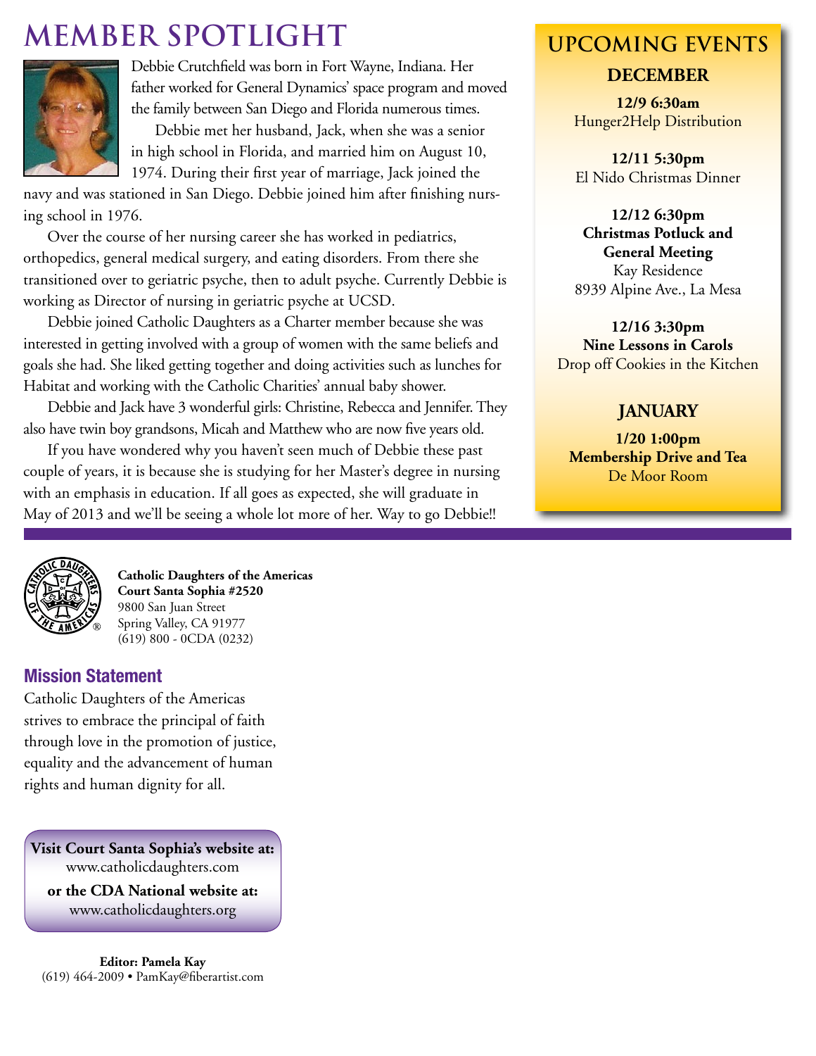# MEMBER SPOTLIGHT

Debbie Crutchfield was born in Fort Wayne, Indiana. Her father worked for General Dynamics' space program and moved the family between San Diego and Florida numerous times.

Debbie met her husband, Jack, when she was a senior in high school in Florida, and married him on August 10, 1974. During their first year of marriage, Jack joined the navy and was stationed in San Diego. Debbie joined him after finishing nursing school in 1976.

Over the course of her nursing career she has worked in pediatrics, orthopedics, general medical surgery, and eating disorders. From there she transitioned over to geriatric psyche, then to adult psyche. Currently Debbie is working as Director of nursing in geriatric psyche at UCSD.

Debbie joined Catholic Daughters as a Charter member because she was interested in getting involved with a group of women with the same beliefs and goals she had. She liked getting together and doing activities such as lunches for Habitat and working with the Catholic Charities' annual baby shower.

Debbie and Jack have 3 wonderful girls: Christine, Rebecca and Jennifer. They also have twin boy grandsons, Micah and Matthew who are now five years old.

If you have wondered why you haven't seen much of Debbie these past couple of years, it is because she is studying for her Master's degree in nursing with an emphasis in education. If all goes as expected, she will graduate in May of 2013 and we'll be seeing a whole lot more of her. Way to go Debbie!!

# UPCOMING EVENTS

## DECEMBER

**12/9 6:30am**
Hunger2Help Distribution

**12/11 5:30pm**
El Nido Christmas Dinner

**12/12 6:30pm**
**Christmas Potluck and General Meeting**
Kay Residence
8939 Alpine Ave., La Mesa

**12/16 3:30pm**
**Nine Lessons in Carols**
Drop off Cookies in the Kitchen

## JANUARY

**1/20 1:00pm**
**Membership Drive and Tea**
De Moor Room

---

**Catholic Daughters of the Americas**
**Court Santa Sophia #2520**
9800 San Juan Street
Spring Valley, CA 91977
(619) 800 - 0CDA (0232)

## Mission Statement

Catholic Daughters of the Americas strives to embrace the principal of faith through love in the promotion of justice, equality and the advancement of human rights and human dignity for all.

**Visit Court Santa Sophia's website at:**
www.catholicdaughters.com
**or the CDA National website at:**
www.catholicdaughters.org

**Editor: Pamela Kay**
(619) 464-2009 • PamKay@fiberartist.com